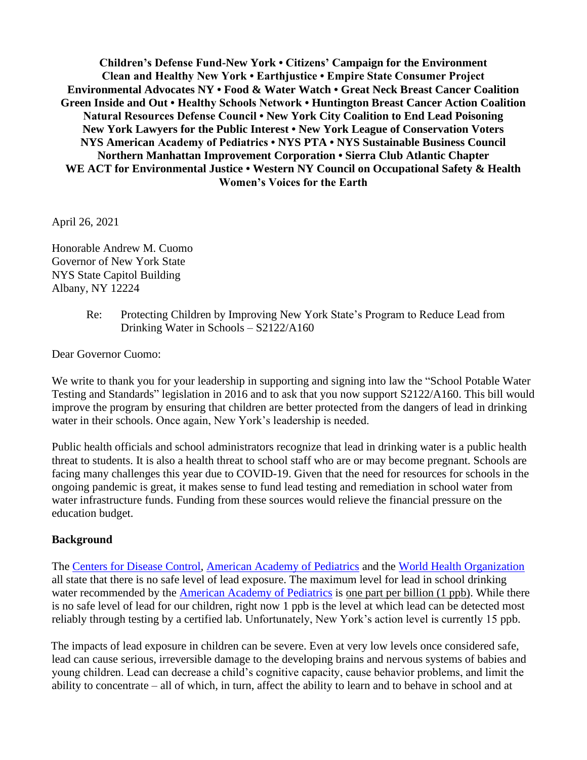**Children's Defense Fund-New York • Citizens' Campaign for the Environment**
**Clean and Healthy New York • Earthjustice • Empire State Consumer Project**
**Environmental Advocates NY • Food & Water Watch • Great Neck Breast Cancer Coalition**
**Green Inside and Out • Healthy Schools Network • Huntington Breast Cancer Action Coalition**
**Natural Resources Defense Council • New York City Coalition to End Lead Poisoning**
**New York Lawyers for the Public Interest • New York League of Conservation Voters**
**NYS American Academy of Pediatrics • NYS PTA • NYS Sustainable Business Council**
**Northern Manhattan Improvement Corporation • Sierra Club Atlantic Chapter**
**WE ACT for Environmental Justice • Western NY Council on Occupational Safety & Health**
**Women's Voices for the Earth**

April 26, 2021

Honorable Andrew M. Cuomo
Governor of New York State
NYS State Capitol Building
Albany, NY 12224

Re: Protecting Children by Improving New York State's Program to Reduce Lead from Drinking Water in Schools – S2122/A160

Dear Governor Cuomo:

We write to thank you for your leadership in supporting and signing into law the "School Potable Water Testing and Standards" legislation in 2016 and to ask that you now support S2122/A160. This bill would improve the program by ensuring that children are better protected from the dangers of lead in drinking water in their schools. Once again, New York's leadership is needed.

Public health officials and school administrators recognize that lead in drinking water is a public health threat to students. It is also a health threat to school staff who are or may become pregnant. Schools are facing many challenges this year due to COVID-19. Given that the need for resources for schools in the ongoing pandemic is great, it makes sense to fund lead testing and remediation in school water from water infrastructure funds. Funding from these sources would relieve the financial pressure on the education budget.

**Background**

The Centers for Disease Control, American Academy of Pediatrics and the World Health Organization all state that there is no safe level of lead exposure. The maximum level for lead in school drinking water recommended by the American Academy of Pediatrics is one part per billion (1 ppb). While there is no safe level of lead for our children, right now 1 ppb is the level at which lead can be detected most reliably through testing by a certified lab. Unfortunately, New York's action level is currently 15 ppb.

The impacts of lead exposure in children can be severe. Even at very low levels once considered safe, lead can cause serious, irreversible damage to the developing brains and nervous systems of babies and young children. Lead can decrease a child's cognitive capacity, cause behavior problems, and limit the ability to concentrate – all of which, in turn, affect the ability to learn and to behave in school and at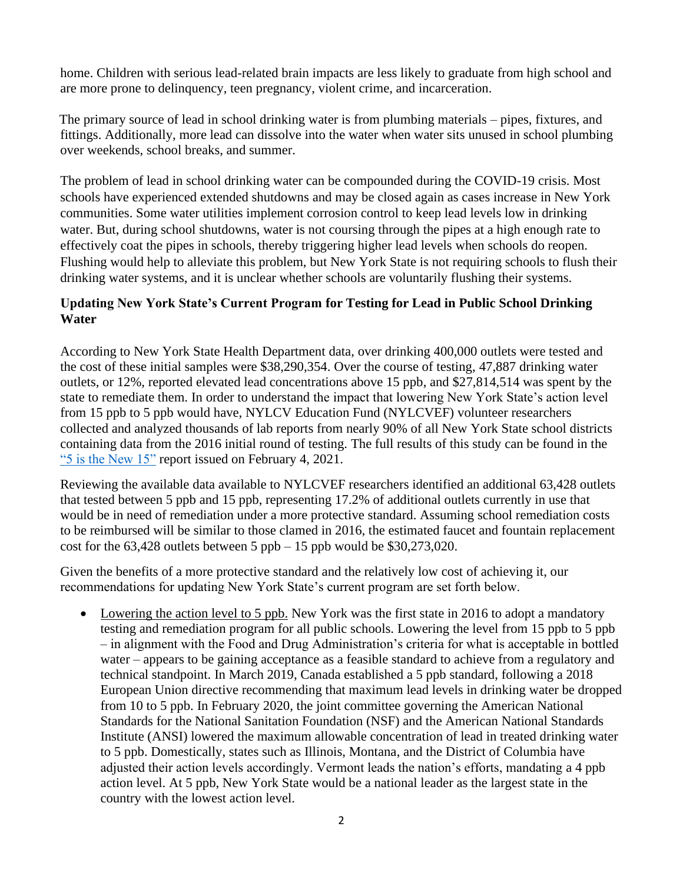home. Children with serious lead-related brain impacts are less likely to graduate from high school and are more prone to delinquency, teen pregnancy, violent crime, and incarceration.

The primary source of lead in school drinking water is from plumbing materials – pipes, fixtures, and fittings. Additionally, more lead can dissolve into the water when water sits unused in school plumbing over weekends, school breaks, and summer.

The problem of lead in school drinking water can be compounded during the COVID-19 crisis. Most schools have experienced extended shutdowns and may be closed again as cases increase in New York communities. Some water utilities implement corrosion control to keep lead levels low in drinking water. But, during school shutdowns, water is not coursing through the pipes at a high enough rate to effectively coat the pipes in schools, thereby triggering higher lead levels when schools do reopen. Flushing would help to alleviate this problem, but New York State is not requiring schools to flush their drinking water systems, and it is unclear whether schools are voluntarily flushing their systems.

### Updating New York State's Current Program for Testing for Lead in Public School Drinking Water

According to New York State Health Department data, over drinking 400,000 outlets were tested and the cost of these initial samples were $38,290,354. Over the course of testing, 47,887 drinking water outlets, or 12%, reported elevated lead concentrations above 15 ppb, and $27,814,514 was spent by the state to remediate them. In order to understand the impact that lowering New York State's action level from 15 ppb to 5 ppb would have, NYLCV Education Fund (NYLCVEF) volunteer researchers collected and analyzed thousands of lab reports from nearly 90% of all New York State school districts containing data from the 2016 initial round of testing. The full results of this study can be found in the "5 is the New 15" report issued on February 4, 2021.

Reviewing the available data available to NYLCVEF researchers identified an additional 63,428 outlets that tested between 5 ppb and 15 ppb, representing 17.2% of additional outlets currently in use that would be in need of remediation under a more protective standard. Assuming school remediation costs to be reimbursed will be similar to those clamed in 2016, the estimated faucet and fountain replacement cost for the 63,428 outlets between 5 ppb – 15 ppb would be $30,273,020.

Given the benefits of a more protective standard and the relatively low cost of achieving it, our recommendations for updating New York State's current program are set forth below.

- Lowering the action level to 5 ppb. New York was the first state in 2016 to adopt a mandatory testing and remediation program for all public schools. Lowering the level from 15 ppb to 5 ppb – in alignment with the Food and Drug Administration's criteria for what is acceptable in bottled water – appears to be gaining acceptance as a feasible standard to achieve from a regulatory and technical standpoint. In March 2019, Canada established a 5 ppb standard, following a 2018 European Union directive recommending that maximum lead levels in drinking water be dropped from 10 to 5 ppb. In February 2020, the joint committee governing the American National Standards for the National Sanitation Foundation (NSF) and the American National Standards Institute (ANSI) lowered the maximum allowable concentration of lead in treated drinking water to 5 ppb. Domestically, states such as Illinois, Montana, and the District of Columbia have adjusted their action levels accordingly. Vermont leads the nation's efforts, mandating a 4 ppb action level. At 5 ppb, New York State would be a national leader as the largest state in the country with the lowest action level.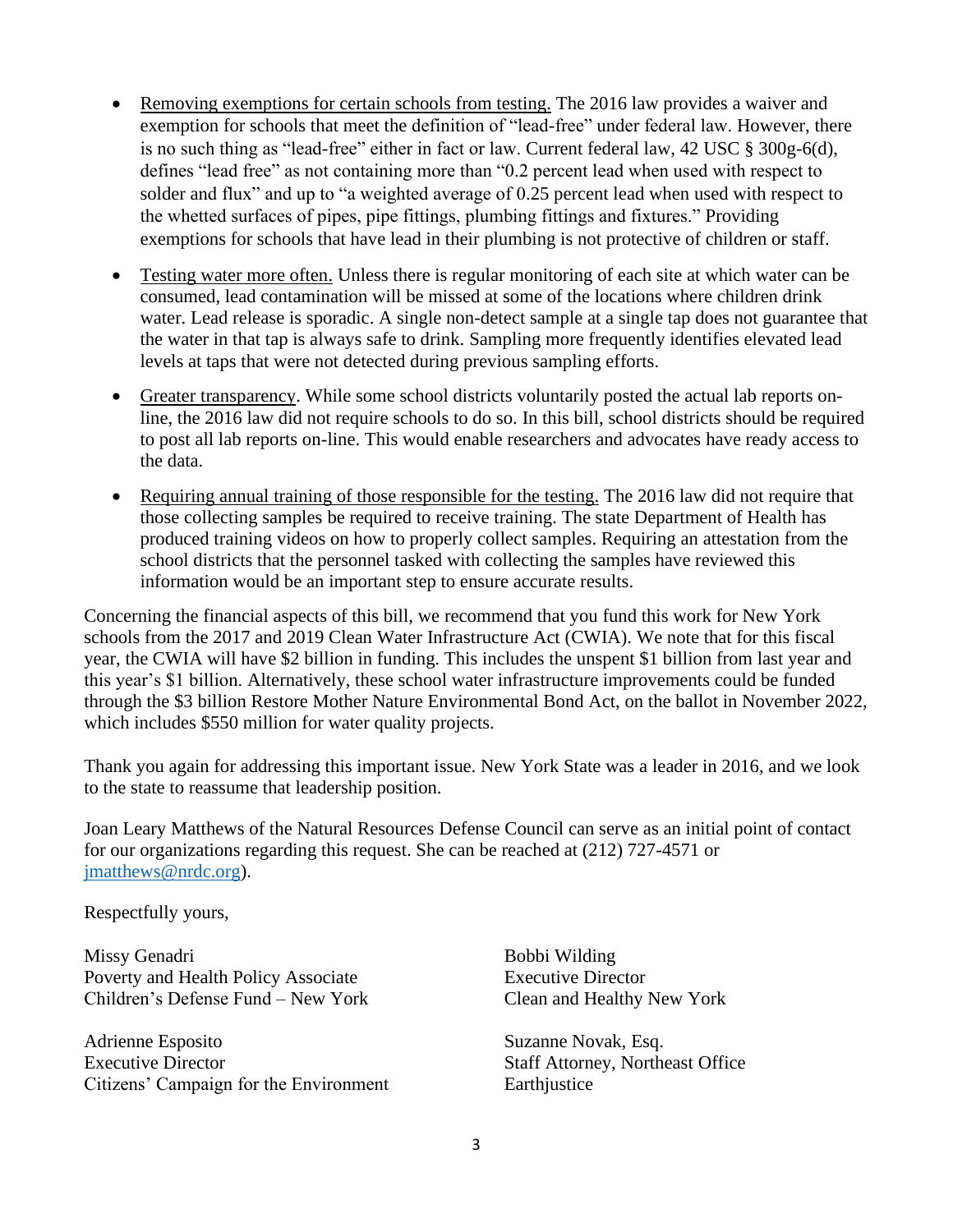- Removing exemptions for certain schools from testing. The 2016 law provides a waiver and exemption for schools that meet the definition of "lead-free" under federal law. However, there is no such thing as "lead-free" either in fact or law. Current federal law, 42 USC § 300g-6(d), defines "lead free" as not containing more than "0.2 percent lead when used with respect to solder and flux" and up to "a weighted average of 0.25 percent lead when used with respect to the whetted surfaces of pipes, pipe fittings, plumbing fittings and fixtures." Providing exemptions for schools that have lead in their plumbing is not protective of children or staff.

- Testing water more often. Unless there is regular monitoring of each site at which water can be consumed, lead contamination will be missed at some of the locations where children drink water. Lead release is sporadic. A single non-detect sample at a single tap does not guarantee that the water in that tap is always safe to drink. Sampling more frequently identifies elevated lead levels at taps that were not detected during previous sampling efforts.

- Greater transparency. While some school districts voluntarily posted the actual lab reports on-line, the 2016 law did not require schools to do so. In this bill, school districts should be required to post all lab reports on-line. This would enable researchers and advocates have ready access to the data.

- Requiring annual training of those responsible for the testing. The 2016 law did not require that those collecting samples be required to receive training. The state Department of Health has produced training videos on how to properly collect samples. Requiring an attestation from the school districts that the personnel tasked with collecting the samples have reviewed this information would be an important step to ensure accurate results.

Concerning the financial aspects of this bill, we recommend that you fund this work for New York schools from the 2017 and 2019 Clean Water Infrastructure Act (CWIA). We note that for this fiscal year, the CWIA will have $2 billion in funding. This includes the unspent $1 billion from last year and this year's $1 billion. Alternatively, these school water infrastructure improvements could be funded through the $3 billion Restore Mother Nature Environmental Bond Act, on the ballot in November 2022, which includes $550 million for water quality projects.

Thank you again for addressing this important issue. New York State was a leader in 2016, and we look to the state to reassume that leadership position.

Joan Leary Matthews of the Natural Resources Defense Council can serve as an initial point of contact for our organizations regarding this request. She can be reached at (212) 727-4571 or jmatthews@nrdc.org).

Respectfully yours,

Missy Genadri
Poverty and Health Policy Associate
Children's Defense Fund – New York

Bobbi Wilding
Executive Director
Clean and Healthy New York

Adrienne Esposito
Executive Director
Citizens' Campaign for the Environment

Suzanne Novak, Esq.
Staff Attorney, Northeast Office
Earthjustice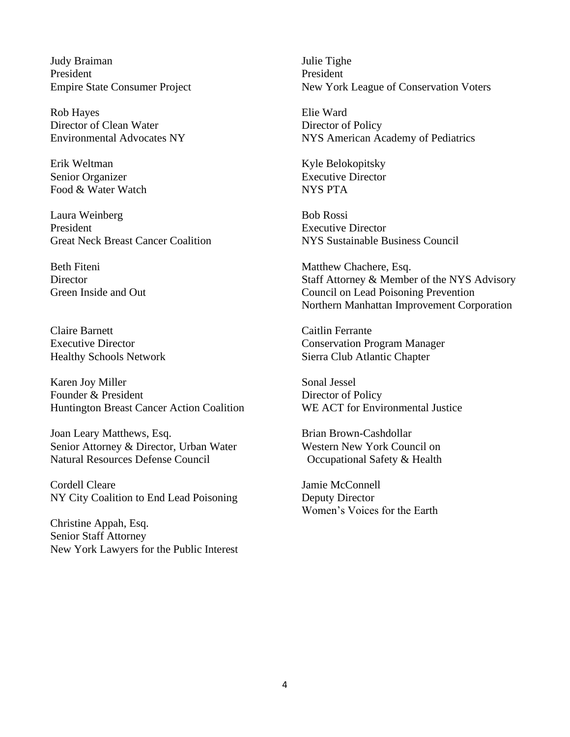Judy Braiman
President
Empire State Consumer Project

Rob Hayes
Director of Clean Water
Environmental Advocates NY

Erik Weltman
Senior Organizer
Food & Water Watch

Laura Weinberg
President
Great Neck Breast Cancer Coalition

Beth Fiteni
Director
Green Inside and Out

Claire Barnett
Executive Director
Healthy Schools Network

Karen Joy Miller
Founder & President
Huntington Breast Cancer Action Coalition

Joan Leary Matthews, Esq.
Senior Attorney & Director, Urban Water
Natural Resources Defense Council

Cordell Cleare
NY City Coalition to End Lead Poisoning

Christine Appah, Esq.
Senior Staff Attorney
New York Lawyers for the Public Interest

Julie Tighe
President
New York League of Conservation Voters

Elie Ward
Director of Policy
NYS American Academy of Pediatrics

Kyle Belokopitsky
Executive Director
NYS PTA

Bob Rossi
Executive Director
NYS Sustainable Business Council

Matthew Chachere, Esq.
Staff Attorney & Member of the NYS Advisory Council on Lead Poisoning Prevention
Northern Manhattan Improvement Corporation

Caitlin Ferrante
Conservation Program Manager
Sierra Club Atlantic Chapter

Sonal Jessel
Director of Policy
WE ACT for Environmental Justice

Brian Brown-Cashdollar
Western New York Council on Occupational Safety & Health

Jamie McConnell
Deputy Director
Women's Voices for the Earth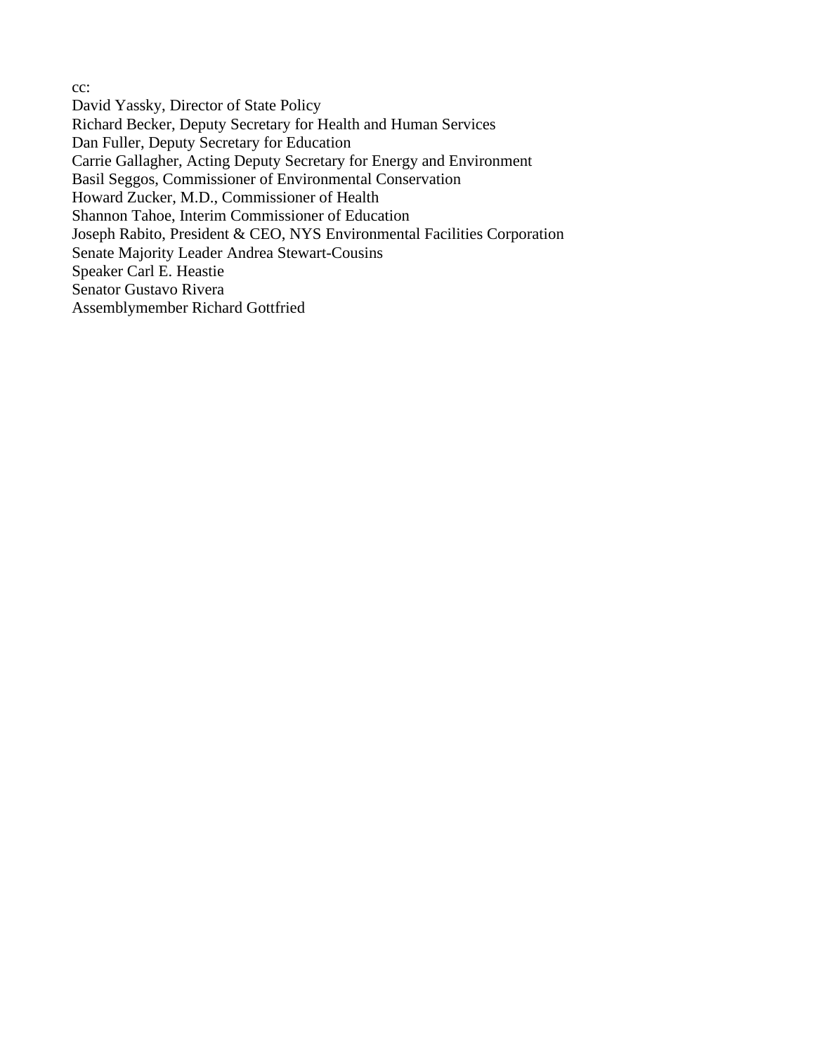cc:
David Yassky, Director of State Policy
Richard Becker, Deputy Secretary for Health and Human Services
Dan Fuller, Deputy Secretary for Education
Carrie Gallagher, Acting Deputy Secretary for Energy and Environment
Basil Seggos, Commissioner of Environmental Conservation
Howard Zucker, M.D., Commissioner of Health
Shannon Tahoe, Interim Commissioner of Education
Joseph Rabito, President & CEO, NYS Environmental Facilities Corporation
Senate Majority Leader Andrea Stewart-Cousins
Speaker Carl E. Heastie
Senator Gustavo Rivera
Assemblymember Richard Gottfried